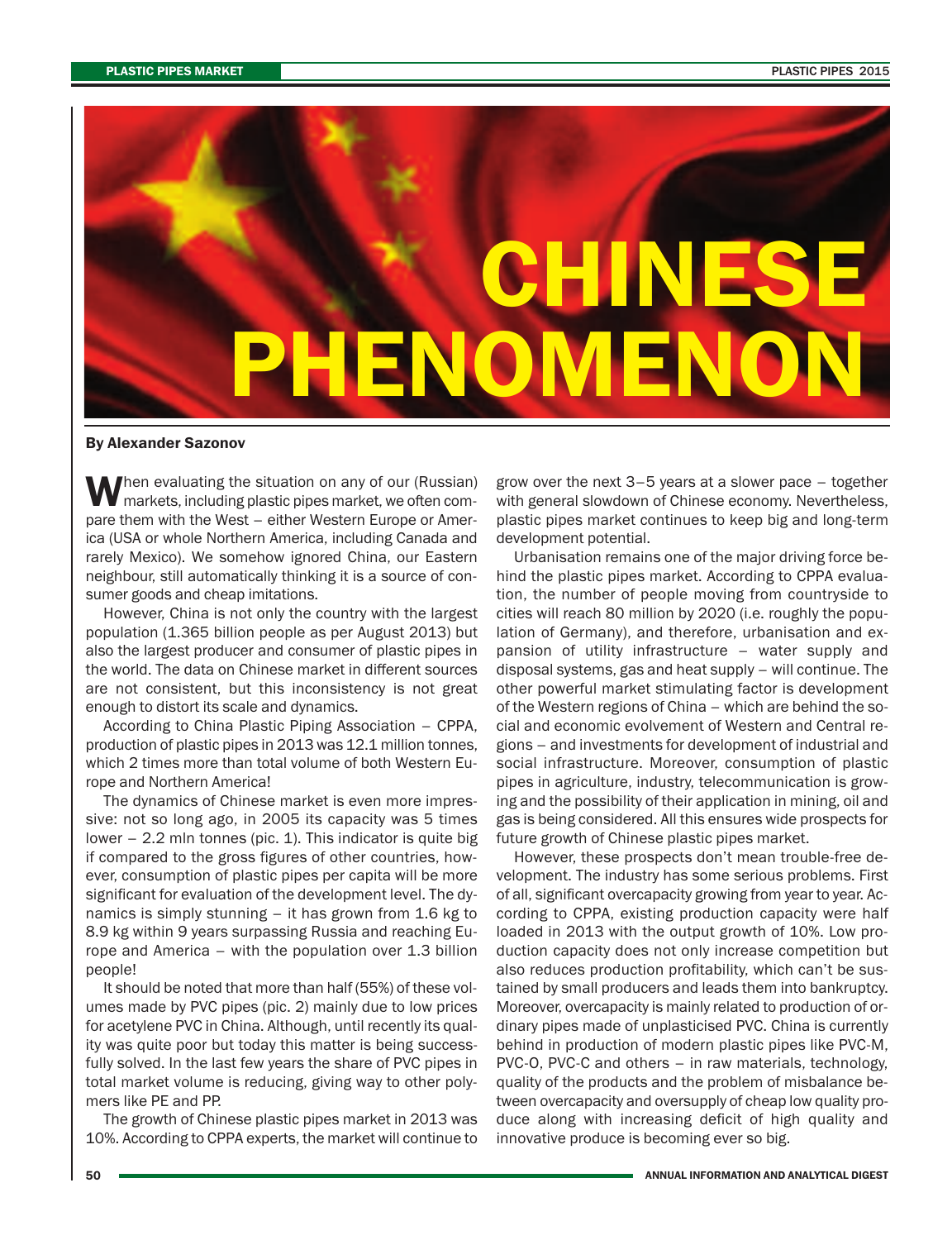# CHINESE PHENOMENON

**By Alexander Sazonov**

When evaluating the situation on any of our (Russian) markets, including plastic pipes market, we often compare them with the West – either Western Europe or America (USA or whole Northern America, including Canada and rarely Mexico). We somehow ignored China, our Eastern neighbour, still automatically thinking it is a source of consumer goods and cheap imitations.

However, China is not only the country with the largest population (1.365 billion people as per August 2013) but also the largest producer and consumer of plastic pipes in the world. The data on Chinese market in different sources are not consistent, but this inconsistency is not great enough to distort its scale and dynamics.

According to China Plastic Piping Association – CPPA, production of plastic pipes in 2013 was 12.1 million tonnes, which 2 times more than total volume of both Western Europe and Northern America!

The dynamics of Chinese market is even more impressive: not so long ago, in 2005 its capacity was 5 times lower – 2.2 mln tonnes (pic. 1). This indicator is quite big if compared to the gross figures of other countries, however, consumption of plastic pipes per capita will be more significant for evaluation of the development level. The dynamics is simply stunning – it has grown from 1.6 kg to 8.9 kg within 9 years surpassing Russia and reaching Europe and America – with the population over 1.3 billion people!

It should be noted that more than half (55%) of these volumes made by PVC pipes (pic. 2) mainly due to low prices for acetylene PVC in China. Although, until recently its quality was quite poor but today this matter is being successfully solved. In the last few years the share of PVC pipes in total market volume is reducing, giving way to other polymers like PE and PP.

The growth of Chinese plastic pipes market in 2013 was 10%. According to CPPA experts, the market will continue to grow over the next 3–5 years at a slower pace – together with general slowdown of Chinese economy. Nevertheless, plastic pipes market continues to keep big and long-term development potential.

Urbanisation remains one of the major driving force behind the plastic pipes market. According to CPPA evaluation, the number of people moving from countryside to cities will reach 80 million by 2020 (i.e. roughly the population of Germany), and therefore, urbanisation and expansion of utility infrastructure – water supply and disposal systems, gas and heat supply – will continue. The other powerful market stimulating factor is development of the Western regions of China – which are behind the social and economic evolvement of Western and Central regions – and investments for development of industrial and social infrastructure. Moreover, consumption of plastic pipes in agriculture, industry, telecommunication is growing and the possibility of their application in mining, oil and gas is being considered. All this ensures wide prospects for future growth of Chinese plastic pipes market.

However, these prospects don't mean trouble-free development. The industry has some serious problems. First of all, significant overcapacity growing from year to year. According to CPPA, existing production capacity were half loaded in 2013 with the output growth of 10%. Low production capacity does not only increase competition but also reduces production profitability, which can't be sustained by small producers and leads them into bankruptcy. Moreover, overcapacity is mainly related to production of ordinary pipes made of unplasticised PVC. China is currently behind in production of modern plastic pipes like PVC-M, PVC-O, PVC-C and others – in raw materials, technology, quality of the products and the problem of misbalance between overcapacity and oversupply of cheap low quality produce along with increasing deficit of high quality and innovative produce is becoming ever so big.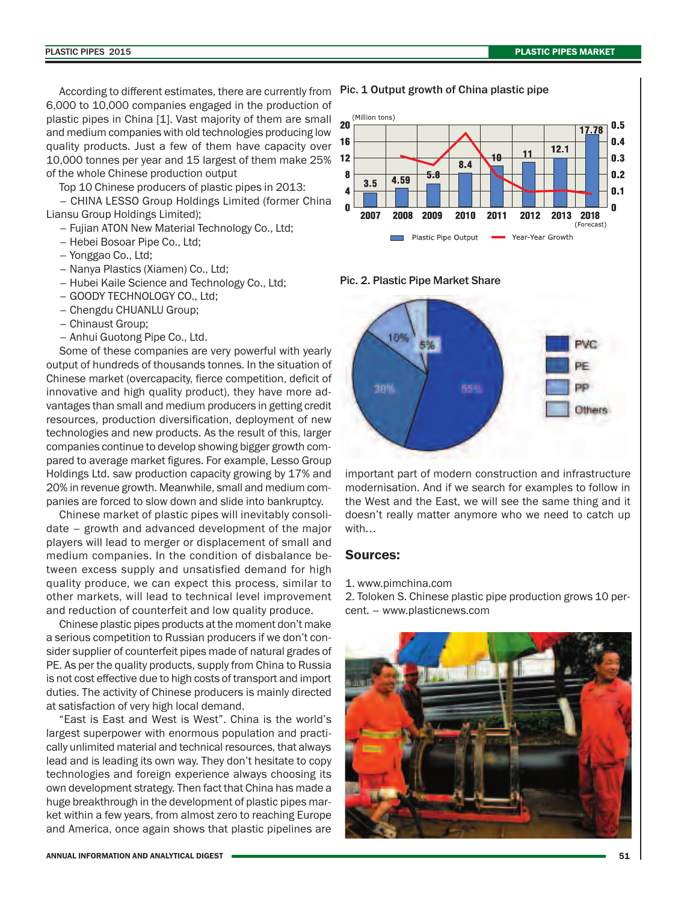According to different estimates, there are currently from 6,000 to 10,000 companies engaged in the production of plastic pipes in China [1]. Vast majority of them are small and medium companies with old technologies producing low quality products. Just a few of them have capacity over 10,000 tonnes per year and 15 largest of them make 25% of the whole Chinese production output

Top 10 Chinese producers of plastic pipes in 2013:

– CHINA LESSO Group Holdings Limited (former China Liansu Group Holdings Limited);
– Fujian ATON New Material Technology Co., Ltd;
– Hebei Bosoar Pipe Co., Ltd;
– Yonggao Co., Ltd;
– Nanya Plastics (Xiamen) Co., Ltd;
– Hubei Kaile Science and Technology Co., Ltd;
– GOODY TECHNOLOGY CO., Ltd;
– Chengdu CHUANLU Group;
– Chinaust Group;
– Anhui Guotong Pipe Co., Ltd.

Some of these companies are very powerful with yearly output of hundreds of thousands tonnes. In the situation of Chinese market (overcapacity, fierce competition, deficit of innovative and high quality product), they have more advantages than small and medium producers in getting credit resources, production diversification, deployment of new technologies and new products. As the result of this, larger companies continue to develop showing bigger growth compared to average market figures. For example, Lesso Group Holdings Ltd. saw production capacity growing by 17% and 20% in revenue growth. Meanwhile, small and medium companies are forced to slow down and slide into bankruptcy.

Chinese market of plastic pipes will inevitably consolidate – growth and advanced development of the major players will lead to merger or displacement of small and medium companies. In the condition of disbalance between excess supply and unsatisfied demand for high quality produce, we can expect this process, similar to other markets, will lead to technical level improvement and reduction of counterfeit and low quality produce.

Chinese plastic pipes products at the moment don't make a serious competition to Russian producers if we don't consider supplier of counterfeit pipes made of natural grades of PE. As per the quality products, supply from China to Russia is not cost effective due to high costs of transport and import duties. The activity of Chinese producers is mainly directed at satisfaction of very high local demand.

"East is East and West is West". China is the world's largest superpower with enormous population and practically unlimited material and technical resources, that always lead and is leading its own way. They don't hesitate to copy technologies and foreign experience always choosing its own development strategy. Then fact that China has made a huge breakthrough in the development of plastic pipes market within a few years, from almost zero to reaching Europe and America, once again shows that plastic pipelines are important part of modern construction and infrastructure modernisation. And if we search for examples to follow in the West and the East, we will see the same thing and it doesn't really matter anymore who we need to catch up with…

**Pic. 1 Output growth of China plastic pipe**

(Million tons)

20, 16, 12, 8, 4, 0

0.5, 0.4, 0.3, 0.2, 0.1, 0

3.5, 4.59, 5.8, 8.4, 10, 11, 12.1, 17.78

2007, 2008, 2009, 2010, 2011, 2012, 2013, 2018 (Forecast)

Plastic Pipe Output — Year-Year Growth

**Pic. 2. Plastic Pipe Market Share**

55%, 30%, 10%, 5%

PVC, PE, PP, Others

## Sources:

1. www.pimchina.com
2. Toloken S. Chinese plastic pipe production grows 10 percent. – www.plasticnews.com